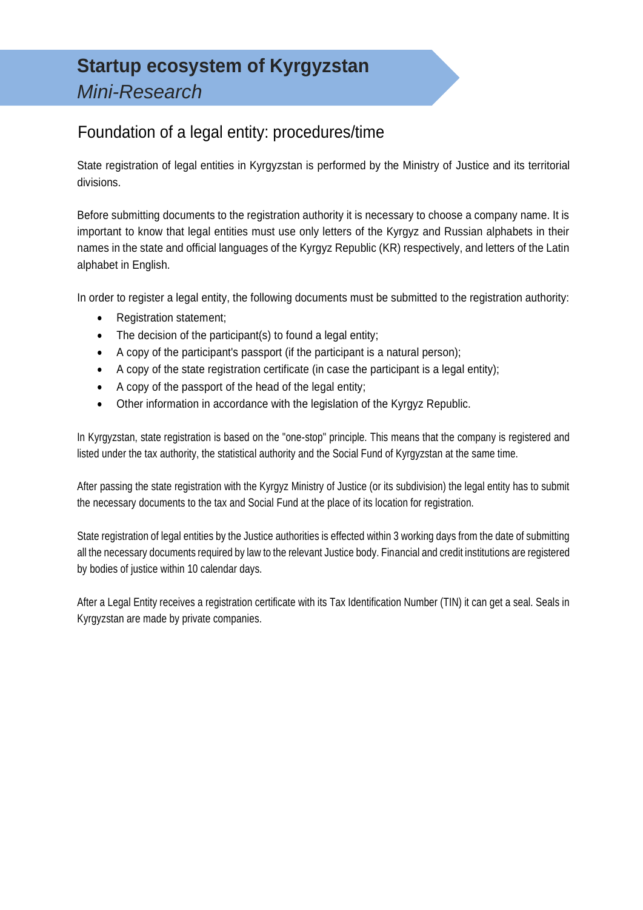# Startup ecosystem of Kyrgyzstan

*Mini-Research*

## Foundation of a legal entity: procedures/time

State registration of legal entities in Kyrgyzstan is performed by the Ministry of Justice and its territorial divisions.

Before submitting documents to the registration authority it is necessary to choose a company name. It is important to know that legal entities must use only letters of the Kyrgyz and Russian alphabets in their names in the state and official languages of the Kyrgyz Republic (KR) respectively, and letters of the Latin alphabet in English.

In order to register a legal entity, the following documents must be submitted to the registration authority:

- Registration statement;
- The decision of the participant(s) to found a legal entity;
- A copy of the participant's passport (if the participant is a natural person);
- A copy of the state registration certificate (in case the participant is a legal entity);
- A copy of the passport of the head of the legal entity;
- Other information in accordance with the legislation of the Kyrgyz Republic.

In Kyrgyzstan, state registration is based on the "one-stop" principle. This means that the company is registered and listed under the tax authority, the statistical authority and the Social Fund of Kyrgyzstan at the same time.

After passing the state registration with the Kyrgyz Ministry of Justice (or its subdivision) the legal entity has to submit the necessary documents to the tax and Social Fund at the place of its location for registration.

State registration of legal entities by the Justice authorities is effected within 3 working days from the date of submitting all the necessary documents required by law to the relevant Justice body. Financial and credit institutions are registered by bodies of justice within 10 calendar days.

After a Legal Entity receives a registration certificate with its Tax Identification Number (TIN) it can get a seal. Seals in Kyrgyzstan are made by private companies.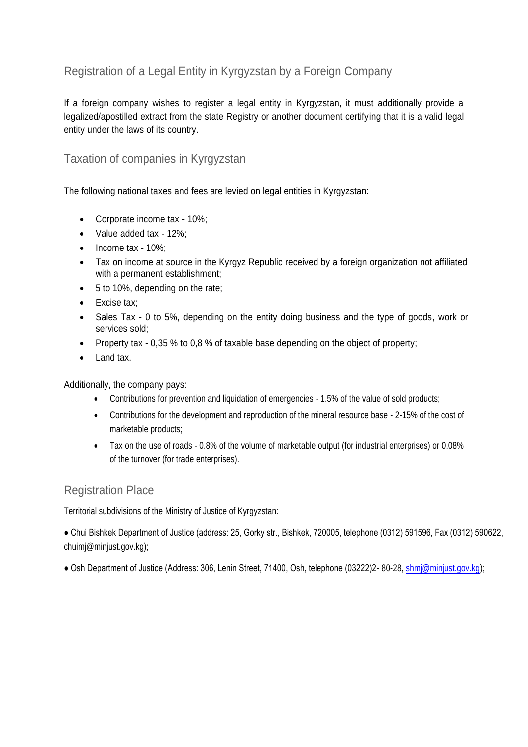## Registration of a Legal Entity in Kyrgyzstan by a Foreign Company

If a foreign company wishes to register a legal entity in Kyrgyzstan, it must additionally provide a legalized/apostilled extract from the state Registry or another document certifying that it is a valid legal entity under the laws of its country.

## Taxation of companies in Kyrgyzstan

The following national taxes and fees are levied on legal entities in Kyrgyzstan:

- Corporate income tax - 10%;
- Value added tax - 12%;
- Income tax - 10%;
- Tax on income at source in the Kyrgyz Republic received by a foreign organization not affiliated with a permanent establishment;
- 5 to 10%, depending on the rate;
- Excise tax;
- Sales Tax - 0 to 5%, depending on the entity doing business and the type of goods, work or services sold;
- Property tax - 0,35 % to 0,8 % of taxable base depending on the object of property;
- Land tax.

Additionally, the company pays:

- Contributions for prevention and liquidation of emergencies - 1.5% of the value of sold products;
- Contributions for the development and reproduction of the mineral resource base - 2-15% of the cost of marketable products;
- Tax on the use of roads - 0.8% of the volume of marketable output (for industrial enterprises) or 0.08% of the turnover (for trade enterprises).

## Registration Place

Territorial subdivisions of the Ministry of Justice of Kyrgyzstan:

- Chui Bishkek Department of Justice (address: 25, Gorky str., Bishkek, 720005, telephone (0312) 591596, Fax (0312) 590622, chuimj@minjust.gov.kg);
- Osh Department of Justice (Address: 306, Lenin Street, 71400, Osh, telephone (03222)2- 80-28, shmj@minjust.gov.kg);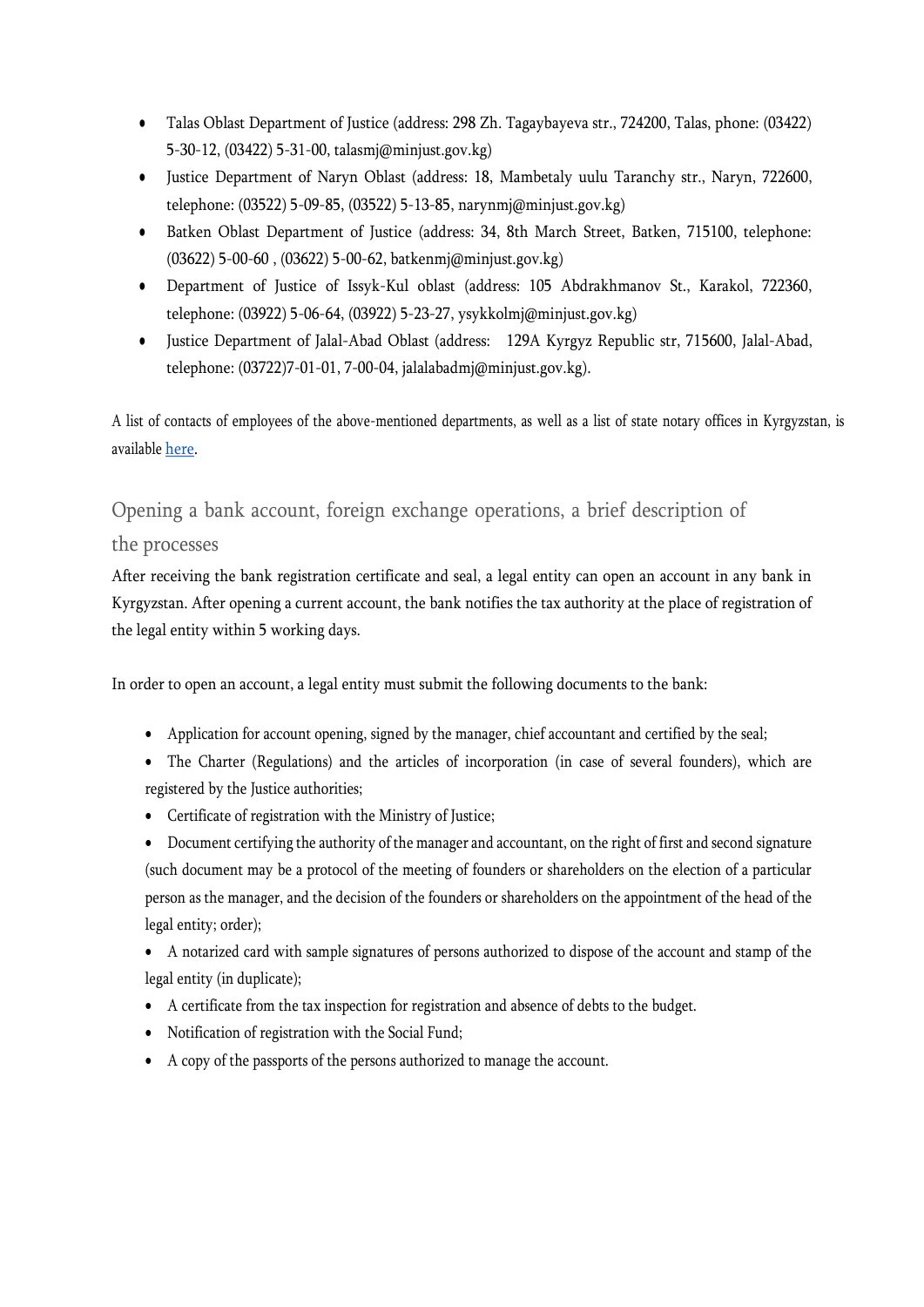- Talas Oblast Department of Justice (address: 298 Zh. Tagaybayeva str., 724200, Talas, phone: (03422) 5-30-12, (03422) 5-31-00, talasmj@minjust.gov.kg)
- Justice Department of Naryn Oblast (address: 18, Mambetaly uulu Taranchy str., Naryn, 722600, telephone: (03522) 5-09-85, (03522) 5-13-85, narynmj@minjust.gov.kg)
- Batken Oblast Department of Justice (address: 34, 8th March Street, Batken, 715100, telephone: (03622) 5-00-60 , (03622) 5-00-62, batkenmj@minjust.gov.kg)
- Department of Justice of Issyk-Kul oblast (address: 105 Abdrakhmanov St., Karakol, 722360, telephone: (03922) 5-06-64, (03922) 5-23-27, ysykkolmj@minjust.gov.kg)
- Justice Department of Jalal-Abad Oblast (address: 129A Kyrgyz Republic str, 715600, Jalal-Abad, telephone: (03722)7-01-01, 7-00-04, jalalabadmj@minjust.gov.kg).

A list of contacts of employees of the above-mentioned departments, as well as a list of state notary offices in Kyrgyzstan, is available [here](here).

## Opening a bank account, foreign exchange operations, a brief description of the processes

After receiving the bank registration certificate and seal, a legal entity can open an account in any bank in Kyrgyzstan. After opening a current account, the bank notifies the tax authority at the place of registration of the legal entity within 5 working days.

In order to open an account, a legal entity must submit the following documents to the bank:

- Application for account opening, signed by the manager, chief accountant and certified by the seal;
- The Charter (Regulations) and the articles of incorporation (in case of several founders), which are registered by the Justice authorities;
- Certificate of registration with the Ministry of Justice;
- Document certifying the authority of the manager and accountant, on the right of first and second signature (such document may be a protocol of the meeting of founders or shareholders on the election of a particular person as the manager, and the decision of the founders or shareholders on the appointment of the head of the legal entity; order);
- A notarized card with sample signatures of persons authorized to dispose of the account and stamp of the legal entity (in duplicate);
- A certificate from the tax inspection for registration and absence of debts to the budget.
- Notification of registration with the Social Fund;
- A copy of the passports of the persons authorized to manage the account.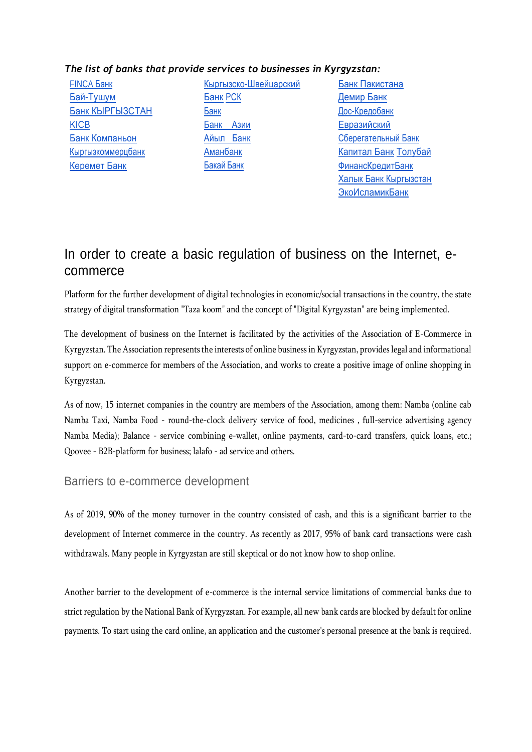*The list of banks that provide services to businesses in Kyrgyzstan:*

- FINCA Банк
- Бай-Тушум
- Банк КЫРГЫЗСТАН
- KICB
- Банк Компаньон
- Кыргызкоммерцбанк
- Керемет Банк
- Кыргызско-Швейцарский Банк
- РСК Банк
- Банк Азии
- Айыл Банк
- Аманбанк
- Бакай Банк
- Банк Пакистана
- Демир Банк
- Дос-Кредобанк
- Евразийский Сберегательный Банк
- Капитал Банк
- Толубай
- ФинансКредитБанк
- Халык Банк Кыргызстан
- ЭкоИсламикБанк

## In order to create a basic regulation of business on the Internet, e-commerce

Platform for the further development of digital technologies in economic/social transactions in the country, the state strategy of digital transformation "Taza koom" and the concept of "Digital Kyrgyzstan" are being implemented.

The development of business on the Internet is facilitated by the activities of the Association of E-Commerce in Kyrgyzstan. The Association represents the interests of online business in Kyrgyzstan, provides legal and informational support on e-commerce for members of the Association, and works to create a positive image of online shopping in Kyrgyzstan.

As of now, 15 internet companies in the country are members of the Association, among them: Namba (online cab Namba Taxi, Namba Food - round-the-clock delivery service of food, medicines , full-service advertising agency Namba Media); Balance - service combining e-wallet, online payments, card-to-card transfers, quick loans, etc.; Qoovee - B2B-platform for business; lalafo - ad service and others.

### Barriers to e-commerce development

As of 2019, 90% of the money turnover in the country consisted of cash, and this is a significant barrier to the development of Internet commerce in the country. As recently as 2017, 95% of bank card transactions were cash withdrawals. Many people in Kyrgyzstan are still skeptical or do not know how to shop online.

Another barrier to the development of e-commerce is the internal service limitations of commercial banks due to strict regulation by the National Bank of Kyrgyzstan. For example, all new bank cards are blocked by default for online payments. To start using the card online, an application and the customer's personal presence at the bank is required.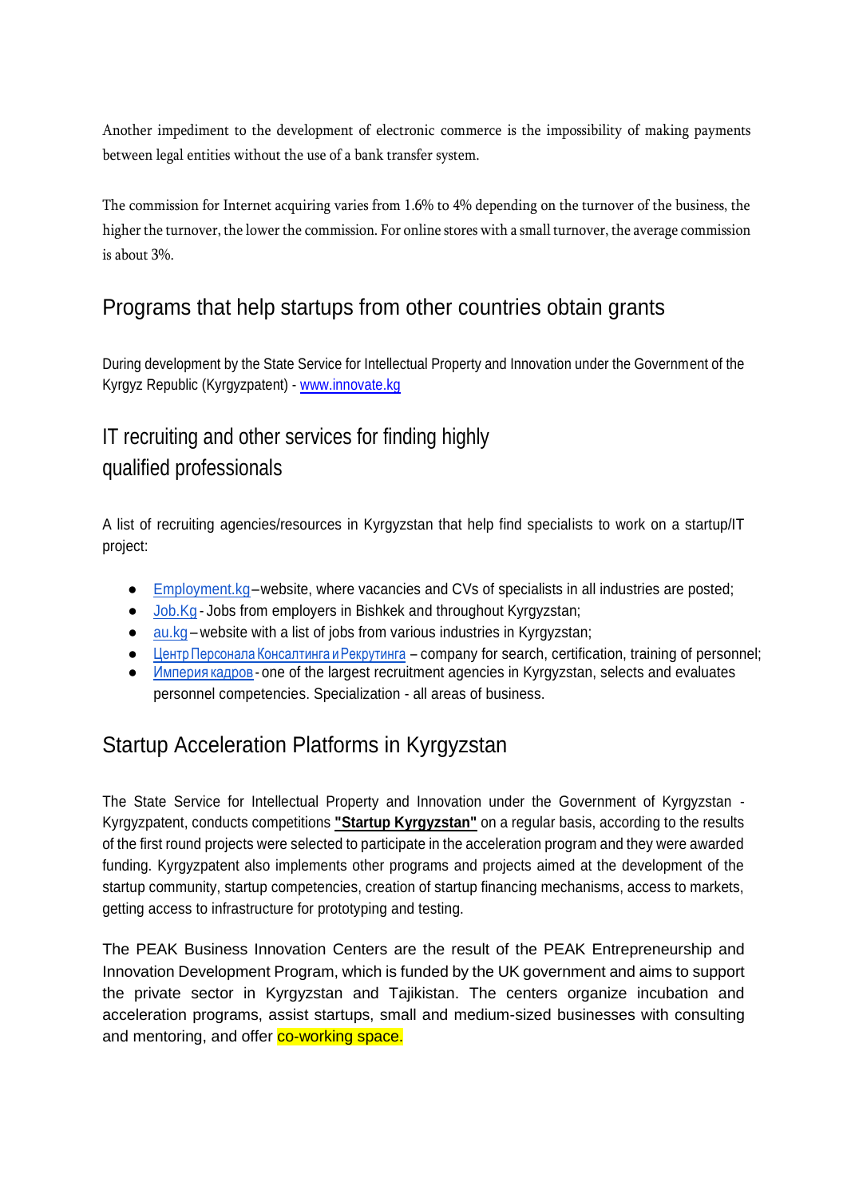Another impediment to the development of electronic commerce is the impossibility of making payments between legal entities without the use of a bank transfer system.

The commission for Internet acquiring varies from 1.6% to 4% depending on the turnover of the business, the higher the turnover, the lower the commission. For online stores with a small turnover, the average commission is about 3%.

## Programs that help startups from other countries obtain grants

During development by the State Service for Intellectual Property and Innovation under the Government of the Kyrgyz Republic (Kyrgyzpatent) - www.innovate.kg

## IT recruiting and other services for finding highly qualified professionals

A list of recruiting agencies/resources in Kyrgyzstan that help find specialists to work on a startup/IT project:

- Employment.kg – website, where vacancies and CVs of specialists in all industries are posted;
- Job.Kg - Jobs from employers in Bishkek and throughout Kyrgyzstan;
- au.kg – website with a list of jobs from various industries in Kyrgyzstan;
- Центр Персонала Консалтинга и Рекрутинга – company for search, certification, training of personnel;
- Империя кадров - one of the largest recruitment agencies in Kyrgyzstan, selects and evaluates personnel competencies. Specialization - all areas of business.

## Startup Acceleration Platforms in Kyrgyzstan

The State Service for Intellectual Property and Innovation under the Government of Kyrgyzstan - Kyrgyzpatent, conducts competitions **"Startup Kyrgyzstan"** on a regular basis, according to the results of the first round projects were selected to participate in the acceleration program and they were awarded funding. Kyrgyzpatent also implements other programs and projects aimed at the development of the startup community, startup competencies, creation of startup financing mechanisms, access to markets, getting access to infrastructure for prototyping and testing.

The PEAK Business Innovation Centers are the result of the PEAK Entrepreneurship and Innovation Development Program, which is funded by the UK government and aims to support the private sector in Kyrgyzstan and Tajikistan. The centers organize incubation and acceleration programs, assist startups, small and medium-sized businesses with consulting and mentoring, and offer co-working space.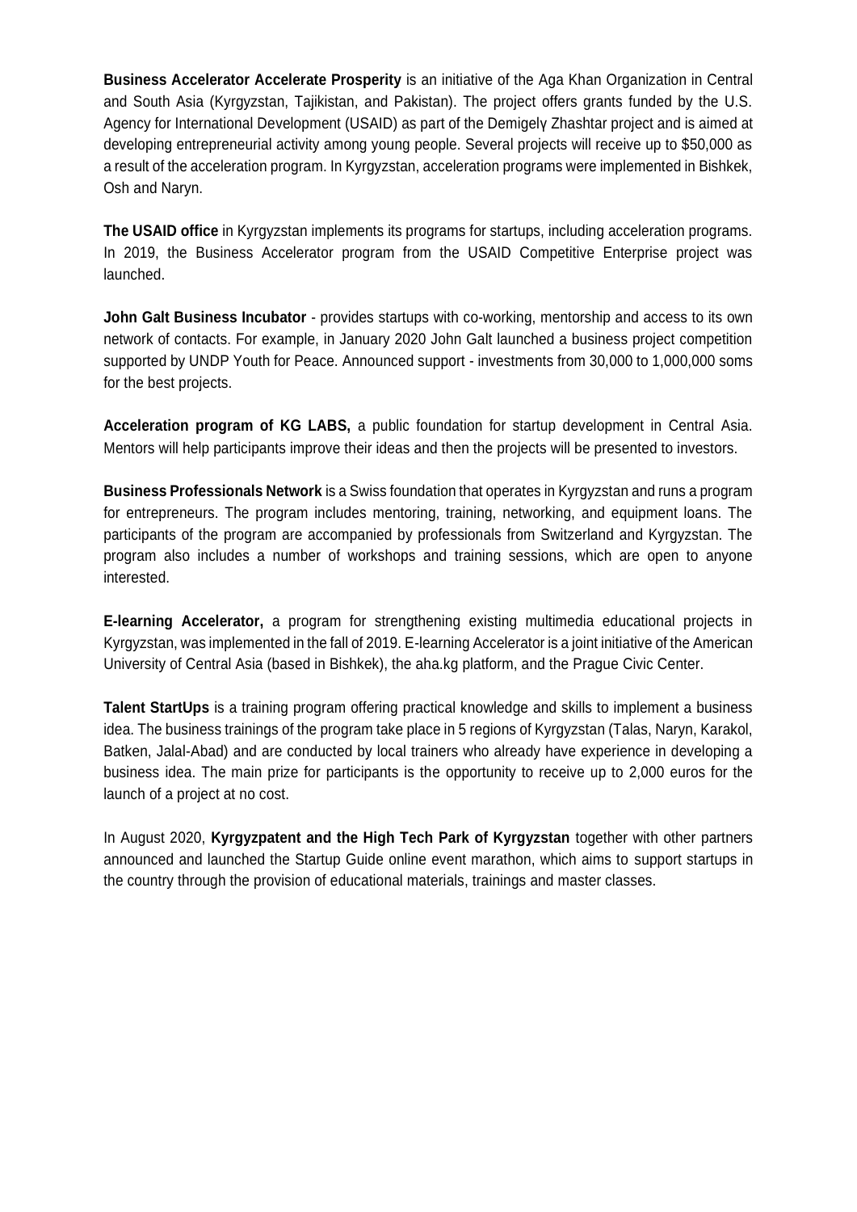**Business Accelerator Accelerate Prosperity** is an initiative of the Aga Khan Organization in Central and South Asia (Kyrgyzstan, Tajikistan, and Pakistan). The project offers grants funded by the U.S. Agency for International Development (USAID) as part of the Demigelү Zhashtar project and is aimed at developing entrepreneurial activity among young people. Several projects will receive up to $50,000 as a result of the acceleration program. In Kyrgyzstan, acceleration programs were implemented in Bishkek, Osh and Naryn.

**The USAID office** in Kyrgyzstan implements its programs for startups, including acceleration programs. In 2019, the Business Accelerator program from the USAID Competitive Enterprise project was launched.

**John Galt Business Incubator** - provides startups with co-working, mentorship and access to its own network of contacts. For example, in January 2020 John Galt launched a business project competition supported by UNDP Youth for Peace. Announced support - investments from 30,000 to 1,000,000 soms for the best projects.

**Acceleration program of KG LABS,** a public foundation for startup development in Central Asia. Mentors will help participants improve their ideas and then the projects will be presented to investors.

**Business Professionals Network** is a Swiss foundation that operates in Kyrgyzstan and runs a program for entrepreneurs. The program includes mentoring, training, networking, and equipment loans. The participants of the program are accompanied by professionals from Switzerland and Kyrgyzstan. The program also includes a number of workshops and training sessions, which are open to anyone interested.

**E-learning Accelerator,** a program for strengthening existing multimedia educational projects in Kyrgyzstan, was implemented in the fall of 2019. E-learning Accelerator is a joint initiative of the American University of Central Asia (based in Bishkek), the aha.kg platform, and the Prague Civic Center.

**Talent StartUps** is a training program offering practical knowledge and skills to implement a business idea. The business trainings of the program take place in 5 regions of Kyrgyzstan (Talas, Naryn, Karakol, Batken, Jalal-Abad) and are conducted by local trainers who already have experience in developing a business idea. The main prize for participants is the opportunity to receive up to 2,000 euros for the launch of a project at no cost.

In August 2020, **Kyrgyzpatent and the High Tech Park of Kyrgyzstan** together with other partners announced and launched the Startup Guide online event marathon, which aims to support startups in the country through the provision of educational materials, trainings and master classes.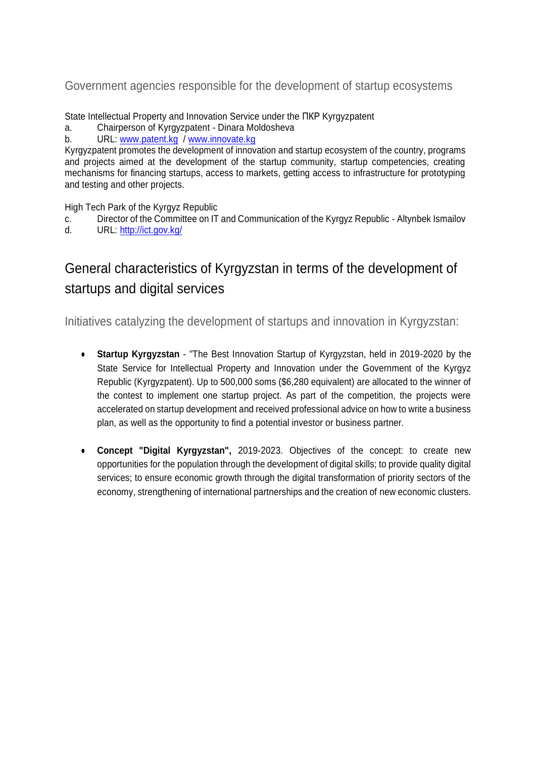### Government agencies responsible for the development of startup ecosystems

State Intellectual Property and Innovation Service under the ПКР Kyrgyzpatent

a. Chairperson of Kyrgyzpatent - Dinara Moldosheva

b. URL: [www.patent.kg](http://www.patent.kg) / [www.innovate.kg](http://www.innovate.kg)

Kyrgyzpatent promotes the development of innovation and startup ecosystem of the country, programs and projects aimed at the development of the startup community, startup competencies, creating mechanisms for financing startups, access to markets, getting access to infrastructure for prototyping and testing and other projects.

High Tech Park of the Kyrgyz Republic

c. Director of the Committee on IT and Communication of the Kyrgyz Republic - Altynbek Ismailov

d. URL: [http://ict.gov.kg/](http://ict.gov.kg/)

## General characteristics of Kyrgyzstan in terms of the development of startups and digital services

### Initiatives catalyzing the development of startups and innovation in Kyrgyzstan:

- **Startup Kyrgyzstan** - "The Best Innovation Startup of Kyrgyzstan, held in 2019-2020 by the State Service for Intellectual Property and Innovation under the Government of the Kyrgyz Republic (Kyrgyzpatent). Up to 500,000 soms ($6,280 equivalent) are allocated to the winner of the contest to implement one startup project. As part of the competition, the projects were accelerated on startup development and received professional advice on how to write a business plan, as well as the opportunity to find a potential investor or business partner.

- **Concept "Digital Kyrgyzstan",** 2019-2023. Objectives of the concept: to create new opportunities for the population through the development of digital skills; to provide quality digital services; to ensure economic growth through the digital transformation of priority sectors of the economy, strengthening of international partnerships and the creation of new economic clusters.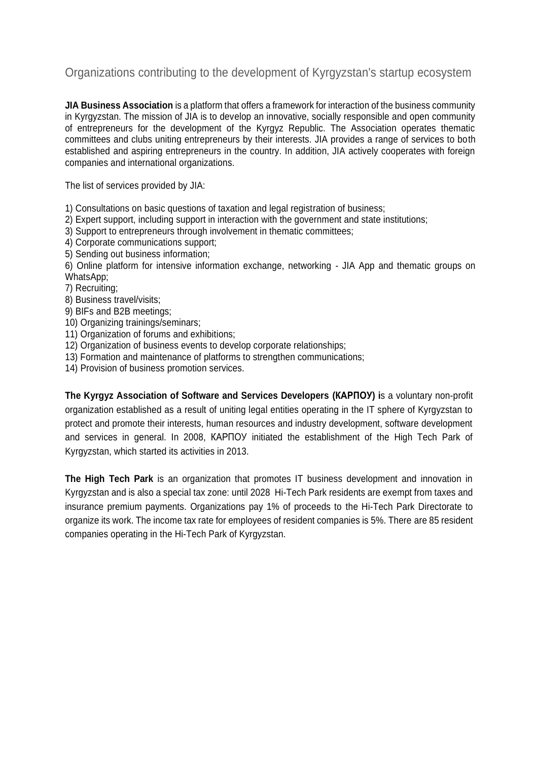## Organizations contributing to the development of Kyrgyzstan's startup ecosystem

**JIA Business Association** is a platform that offers a framework for interaction of the business community in Kyrgyzstan. The mission of JIA is to develop an innovative, socially responsible and open community of entrepreneurs for the development of the Kyrgyz Republic. The Association operates thematic committees and clubs uniting entrepreneurs by their interests. JIA provides a range of services to both established and aspiring entrepreneurs in the country. In addition, JIA actively cooperates with foreign companies and international organizations.

The list of services provided by JIA:

1) Consultations on basic questions of taxation and legal registration of business;
2) Expert support, including support in interaction with the government and state institutions;
3) Support to entrepreneurs through involvement in thematic committees;
4) Corporate communications support;
5) Sending out business information;
6) Online platform for intensive information exchange, networking - JIA App and thematic groups on WhatsApp;
7) Recruiting;
8) Business travel/visits;
9) BIFs and B2B meetings;
10) Organizing trainings/seminars;
11) Organization of forums and exhibitions;
12) Organization of business events to develop corporate relationships;
13) Formation and maintenance of platforms to strengthen communications;
14) Provision of business promotion services.

**The Kyrgyz Association of Software and Services Developers (КАРПОУ) i**s a voluntary non-profit organization established as a result of uniting legal entities operating in the IT sphere of Kyrgyzstan to protect and promote their interests, human resources and industry development, software development and services in general. In 2008, КАРПОУ initiated the establishment of the High Tech Park of Kyrgyzstan, which started its activities in 2013.

**The High Tech Park** is an organization that promotes IT business development and innovation in Kyrgyzstan and is also a special tax zone: until 2028 Hi-Tech Park residents are exempt from taxes and insurance premium payments. Organizations pay 1% of proceeds to the Hi-Tech Park Directorate to organize its work. The income tax rate for employees of resident companies is 5%. There are 85 resident companies operating in the Hi-Tech Park of Kyrgyzstan.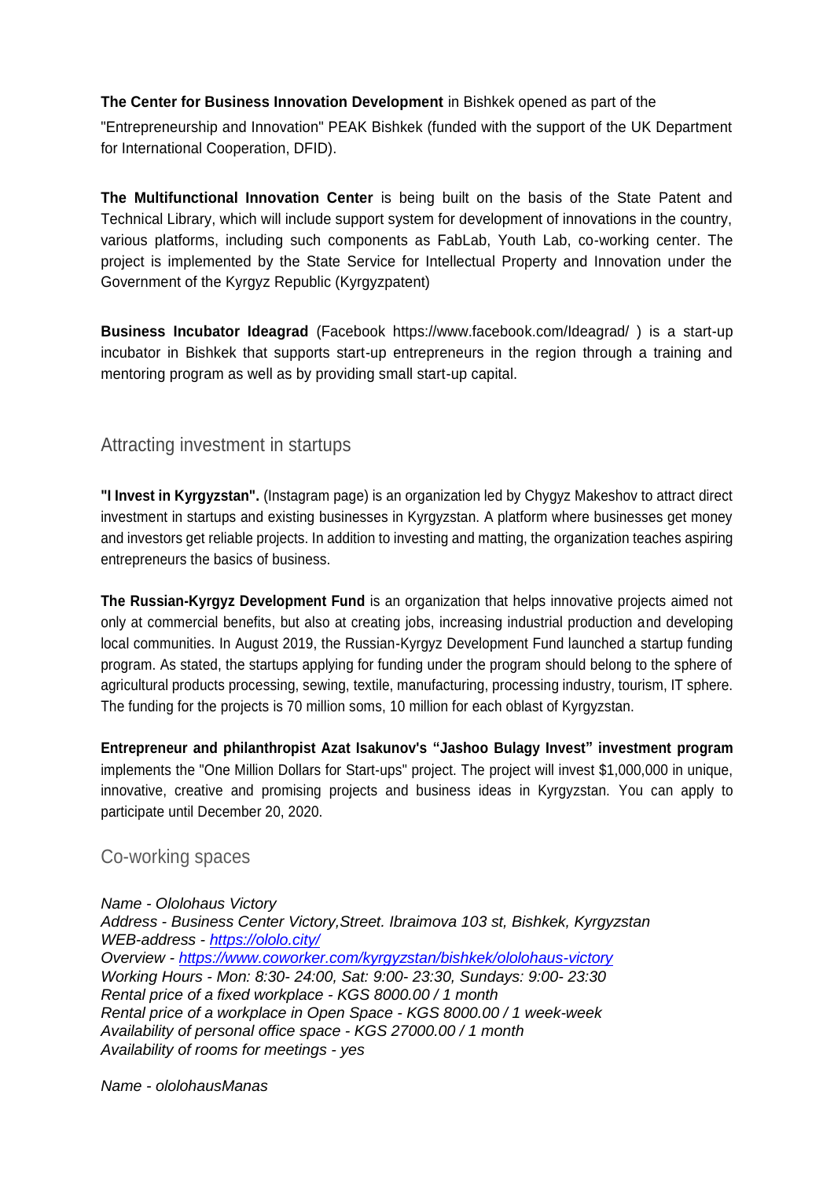**The Center for Business Innovation Development** in Bishkek opened as part of the "Entrepreneurship and Innovation" PEAK Bishkek (funded with the support of the UK Department for International Cooperation, DFID).

**The Multifunctional Innovation Center** is being built on the basis of the State Patent and Technical Library, which will include support system for development of innovations in the country, various platforms, including such components as FabLab, Youth Lab, co-working center. The project is implemented by the State Service for Intellectual Property and Innovation under the Government of the Kyrgyz Republic (Kyrgyzpatent)

**Business Incubator Ideagrad** (Facebook https://www.facebook.com/Ideagrad/ ) is a start-up incubator in Bishkek that supports start-up entrepreneurs in the region through a training and mentoring program as well as by providing small start-up capital.

## Attracting investment in startups

**"I Invest in Kyrgyzstan".** (Instagram page) is an organization led by Chygyz Makeshov to attract direct investment in startups and existing businesses in Kyrgyzstan. A platform where businesses get money and investors get reliable projects. In addition to investing and matting, the organization teaches aspiring entrepreneurs the basics of business.

**The Russian-Kyrgyz Development Fund** is an organization that helps innovative projects aimed not only at commercial benefits, but also at creating jobs, increasing industrial production and developing local communities. In August 2019, the Russian-Kyrgyz Development Fund launched a startup funding program. As stated, the startups applying for funding under the program should belong to the sphere of agricultural products processing, sewing, textile, manufacturing, processing industry, tourism, IT sphere. The funding for the projects is 70 million soms, 10 million for each oblast of Kyrgyzstan.

**Entrepreneur and philanthropist Azat Isakunov's "Jashoo Bulagy Invest" investment program** implements the "One Million Dollars for Start-ups" project. The project will invest $1,000,000 in unique, innovative, creative and promising projects and business ideas in Kyrgyzstan. You can apply to participate until December 20, 2020.

## Co-working spaces

*Name - Ololohaus Victory*
*Address - Business Center Victory,Street. Ibraimova 103 st, Bishkek, Kyrgyzstan*
*WEB-address - [https://ololo.city/](https://ololo.city/)*
*Overview - [https://www.coworker.com/kyrgyzstan/bishkek/ololohaus-victory](https://www.coworker.com/kyrgyzstan/bishkek/ololohaus-victory)*
*Working Hours - Mon: 8:30- 24:00, Sat: 9:00- 23:30, Sundays: 9:00- 23:30*
*Rental price of a fixed workplace - KGS 8000.00 / 1 month*
*Rental price of a workplace in Open Space - KGS 8000.00 / 1 week-week*
*Availability of personal office space - KGS 27000.00 / 1 month*
*Availability of rooms for meetings - yes*

*Name - ololohausManas*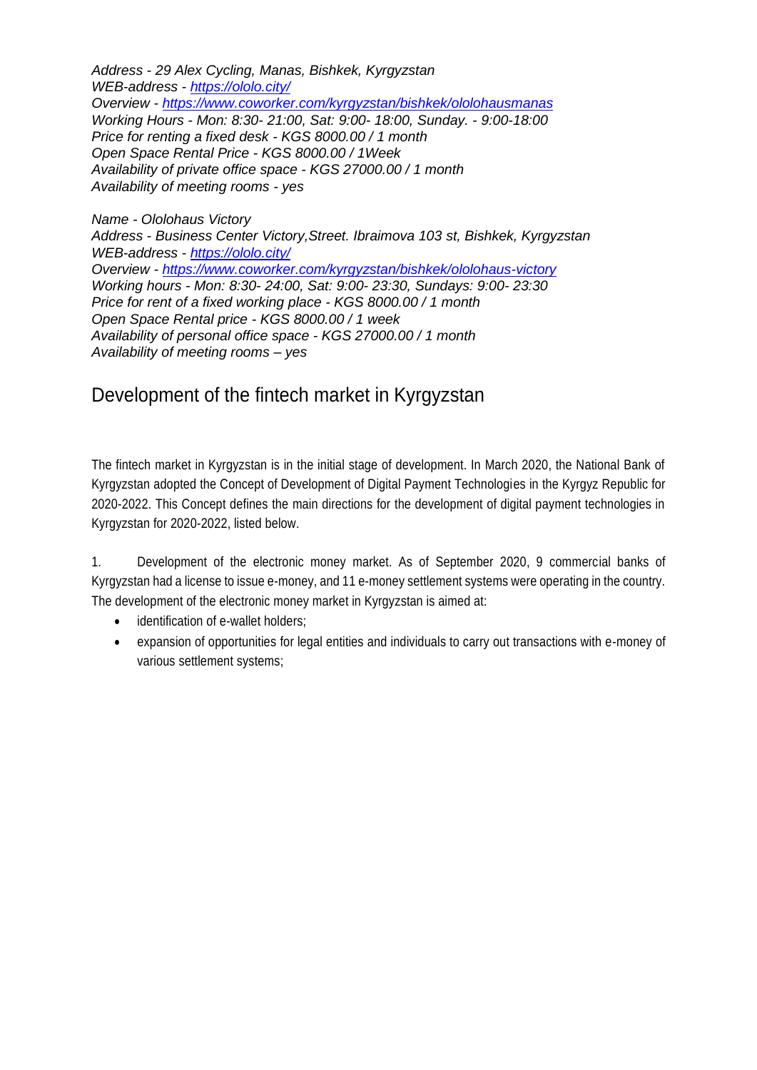*Address - 29 Alex Cycling, Manas, Bishkek, Kyrgyzstan*
*WEB-address - [https://ololo.city/](https://ololo.city/)*
*Overview - [https://www.coworker.com/kyrgyzstan/bishkek/ololohausmanas](https://www.coworker.com/kyrgyzstan/bishkek/ololohausmanas)*
*Working Hours - Mon: 8:30- 21:00, Sat: 9:00- 18:00, Sunday. - 9:00-18:00*
*Price for renting a fixed desk - KGS 8000.00 / 1 month*
*Open Space Rental Price - KGS 8000.00 / 1Week*
*Availability of private office space - KGS 27000.00 / 1 month*
*Availability of meeting rooms - yes*

*Name - Ololohaus Victory*
*Address - Business Center Victory,Street. Ibraimova 103 st, Bishkek, Kyrgyzstan*
*WEB-address - [https://ololo.city/](https://ololo.city/)*
*Overview - [https://www.coworker.com/kyrgyzstan/bishkek/ololohaus-victory](https://www.coworker.com/kyrgyzstan/bishkek/ololohaus-victory)*
*Working hours - Mon: 8:30- 24:00, Sat: 9:00- 23:30, Sundays: 9:00- 23:30*
*Price for rent of a fixed working place - KGS 8000.00 / 1 month*
*Open Space Rental price - KGS 8000.00 / 1 week*
*Availability of personal office space - KGS 27000.00 / 1 month*
*Availability of meeting rooms – yes*

## Development of the fintech market in Kyrgyzstan

The fintech market in Kyrgyzstan is in the initial stage of development. In March 2020, the National Bank of Kyrgyzstan adopted the Concept of Development of Digital Payment Technologies in the Kyrgyz Republic for 2020-2022. This Concept defines the main directions for the development of digital payment technologies in Kyrgyzstan for 2020-2022, listed below.

1. Development of the electronic money market. As of September 2020, 9 commercial banks of Kyrgyzstan had a license to issue e-money, and 11 e-money settlement systems were operating in the country. The development of the electronic money market in Kyrgyzstan is aimed at:

- identification of e-wallet holders;
- expansion of opportunities for legal entities and individuals to carry out transactions with e-money of various settlement systems;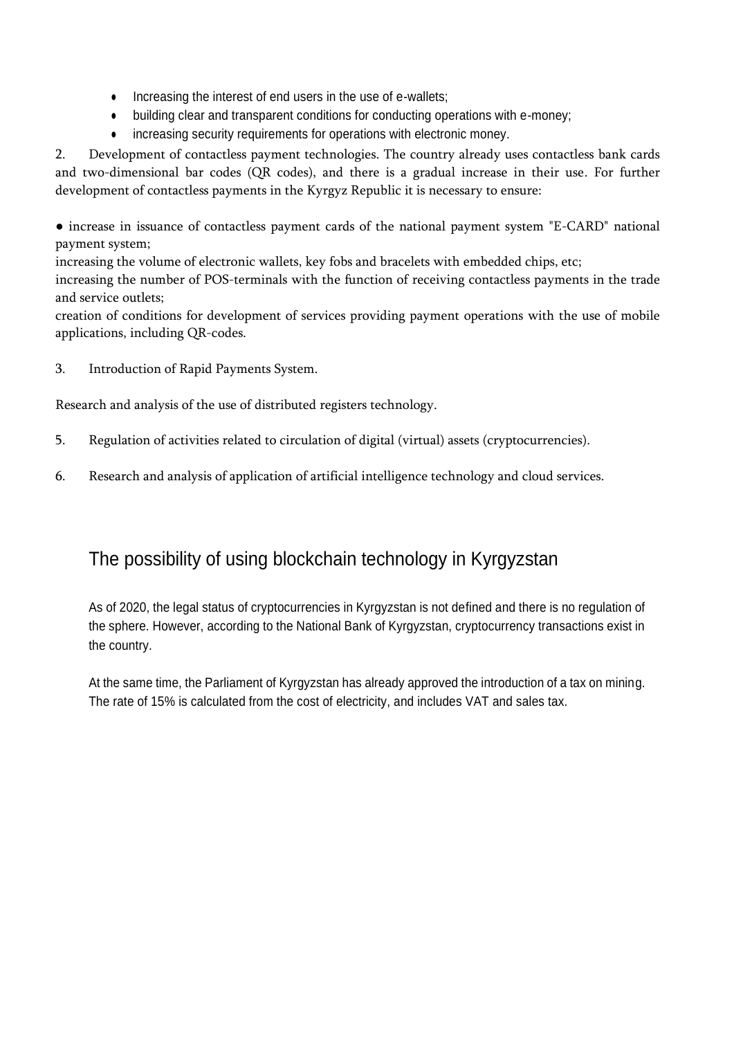- Increasing the interest of end users in the use of e-wallets;
- building clear and transparent conditions for conducting operations with e-money;
- increasing security requirements for operations with electronic money.

2. Development of contactless payment technologies. The country already uses contactless bank cards and two-dimensional bar codes (QR codes), and there is a gradual increase in their use. For further development of contactless payments in the Kyrgyz Republic it is necessary to ensure:

● increase in issuance of contactless payment cards of the national payment system "E-CARD" national payment system;

increasing the volume of electronic wallets, key fobs and bracelets with embedded chips, etc;

increasing the number of POS-terminals with the function of receiving contactless payments in the trade and service outlets;

creation of conditions for development of services providing payment operations with the use of mobile applications, including QR-codes.

3. Introduction of Rapid Payments System.

Research and analysis of the use of distributed registers technology.

5. Regulation of activities related to circulation of digital (virtual) assets (cryptocurrencies).

6. Research and analysis of application of artificial intelligence technology and cloud services.

## The possibility of using blockchain technology in Kyrgyzstan

As of 2020, the legal status of cryptocurrencies in Kyrgyzstan is not defined and there is no regulation of the sphere. However, according to the National Bank of Kyrgyzstan, cryptocurrency transactions exist in the country.

At the same time, the Parliament of Kyrgyzstan has already approved the introduction of a tax on mining. The rate of 15% is calculated from the cost of electricity, and includes VAT and sales tax.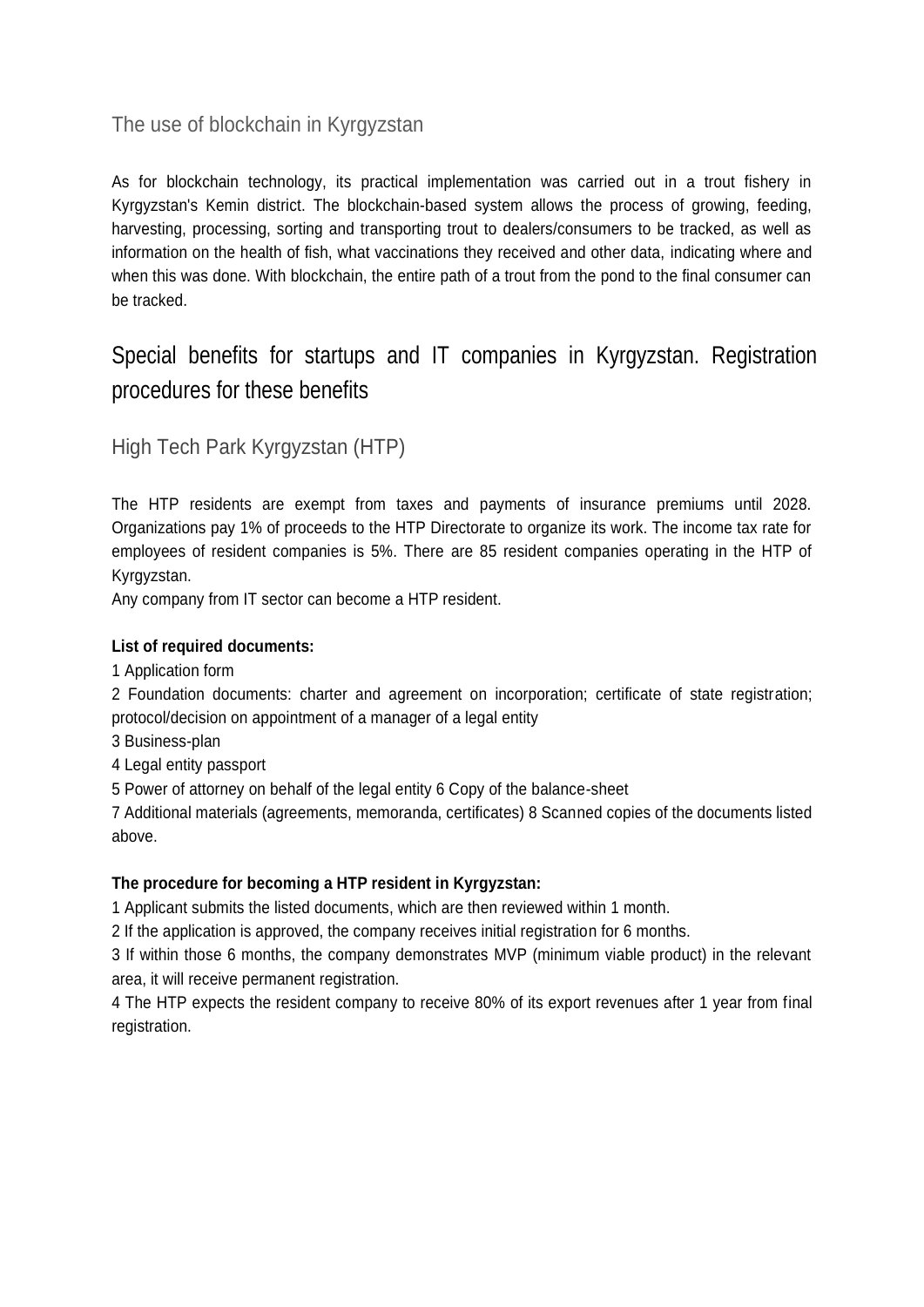### The use of blockchain in Kyrgyzstan

As for blockchain technology, its practical implementation was carried out in a trout fishery in Kyrgyzstan's Kemin district. The blockchain-based system allows the process of growing, feeding, harvesting, processing, sorting and transporting trout to dealers/consumers to be tracked, as well as information on the health of fish, what vaccinations they received and other data, indicating where and when this was done. With blockchain, the entire path of a trout from the pond to the final consumer can be tracked.

## Special benefits for startups and IT companies in Kyrgyzstan. Registration procedures for these benefits

### High Tech Park Kyrgyzstan (HTP)

The HTP residents are exempt from taxes and payments of insurance premiums until 2028. Organizations pay 1% of proceeds to the HTP Directorate to organize its work. The income tax rate for employees of resident companies is 5%. There are 85 resident companies operating in the HTP of Kyrgyzstan.
Any company from IT sector can become a HTP resident.

**List of required documents:**

1 Application form
2 Foundation documents: charter and agreement on incorporation; certificate of state registration; protocol/decision on appointment of a manager of a legal entity
3 Business-plan
4 Legal entity passport
5 Power of attorney on behalf of the legal entity 6 Copy of the balance-sheet
7 Additional materials (agreements, memoranda, certificates) 8 Scanned copies of the documents listed above.

**The procedure for becoming a HTP resident in Kyrgyzstan:**

1 Applicant submits the listed documents, which are then reviewed within 1 month.
2 If the application is approved, the company receives initial registration for 6 months.
3 If within those 6 months, the company demonstrates MVP (minimum viable product) in the relevant area, it will receive permanent registration.
4 The HTP expects the resident company to receive 80% of its export revenues after 1 year from final registration.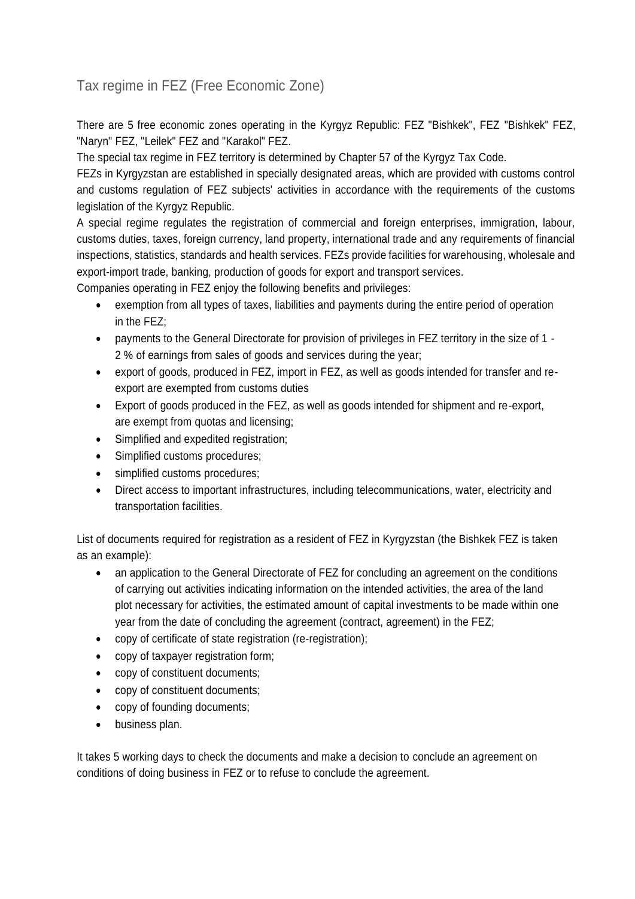## Tax regime in FEZ (Free Economic Zone)

There are 5 free economic zones operating in the Kyrgyz Republic: FEZ "Bishkek", FEZ "Bishkek" FEZ, "Naryn" FEZ, "Leilek" FEZ and "Karakol" FEZ.

The special tax regime in FEZ territory is determined by Chapter 57 of the Kyrgyz Tax Code.

FEZs in Kyrgyzstan are established in specially designated areas, which are provided with customs control and customs regulation of FEZ subjects' activities in accordance with the requirements of the customs legislation of the Kyrgyz Republic.

A special regime regulates the registration of commercial and foreign enterprises, immigration, labour, customs duties, taxes, foreign currency, land property, international trade and any requirements of financial inspections, statistics, standards and health services. FEZs provide facilities for warehousing, wholesale and export-import trade, banking, production of goods for export and transport services.

Companies operating in FEZ enjoy the following benefits and privileges:

- exemption from all types of taxes, liabilities and payments during the entire period of operation in the FEZ;
- payments to the General Directorate for provision of privileges in FEZ territory in the size of 1 - 2 % of earnings from sales of goods and services during the year;
- export of goods, produced in FEZ, import in FEZ, as well as goods intended for transfer and re-export are exempted from customs duties
- Export of goods produced in the FEZ, as well as goods intended for shipment and re-export, are exempt from quotas and licensing;
- Simplified and expedited registration;
- Simplified customs procedures;
- simplified customs procedures;
- Direct access to important infrastructures, including telecommunications, water, electricity and transportation facilities.

List of documents required for registration as a resident of FEZ in Kyrgyzstan (the Bishkek FEZ is taken as an example):

- an application to the General Directorate of FEZ for concluding an agreement on the conditions of carrying out activities indicating information on the intended activities, the area of the land plot necessary for activities, the estimated amount of capital investments to be made within one year from the date of concluding the agreement (contract, agreement) in the FEZ;
- copy of certificate of state registration (re-registration);
- copy of taxpayer registration form;
- copy of constituent documents;
- copy of constituent documents;
- copy of founding documents;
- business plan.

It takes 5 working days to check the documents and make a decision to conclude an agreement on conditions of doing business in FEZ or to refuse to conclude the agreement.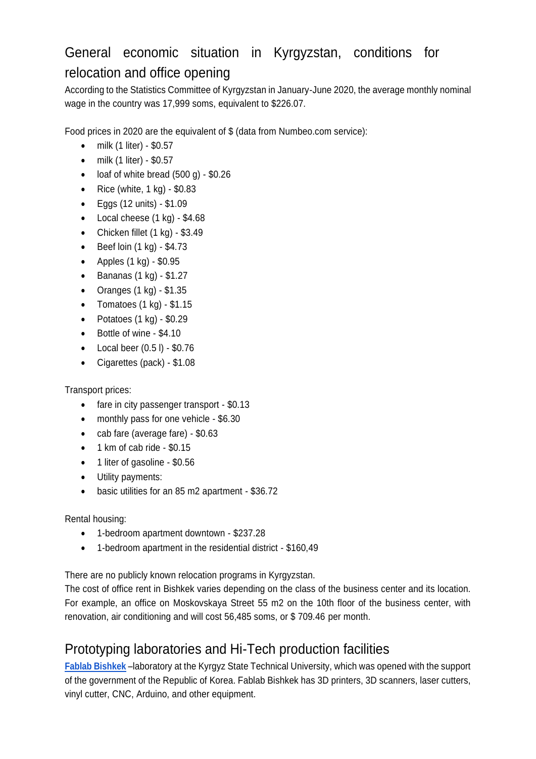## General economic situation in Kyrgyzstan, conditions for relocation and office opening

According to the Statistics Committee of Kyrgyzstan in January-June 2020, the average monthly nominal wage in the country was 17,999 soms, equivalent to $226.07.

Food prices in 2020 are the equivalent of $ (data from Numbeo.com service):

- milk (1 liter) - $0.57
- milk (1 liter) - $0.57
- loaf of white bread (500 g) - $0.26
- Rice (white, 1 kg) - $0.83
- Eggs (12 units) - $1.09
- Local cheese (1 kg) - $4.68
- Chicken fillet (1 kg) - $3.49
- Beef loin (1 kg) - $4.73
- Apples (1 kg) - $0.95
- Bananas (1 kg) - $1.27
- Oranges (1 kg) - $1.35
- Tomatoes (1 kg) - $1.15
- Potatoes (1 kg) - $0.29
- Bottle of wine - $4.10
- Local beer (0.5 l) - $0.76
- Cigarettes (pack) - $1.08

Transport prices:

- fare in city passenger transport - $0.13
- monthly pass for one vehicle - $6.30
- cab fare (average fare) - $0.63
- 1 km of cab ride - $0.15
- 1 liter of gasoline - $0.56
- Utility payments:
- basic utilities for an 85 m2 apartment - $36.72

Rental housing:

- 1-bedroom apartment downtown - $237.28
- 1-bedroom apartment in the residential district - $160,49

There are no publicly known relocation programs in Kyrgyzstan.
The cost of office rent in Bishkek varies depending on the class of the business center and its location. For example, an office on Moskovskaya Street 55 m2 on the 10th floor of the business center, with renovation, air conditioning and will cost 56,485 soms, or $ 709.46 per month.

## Prototyping laboratories and Hi-Tech production facilities

**Fablab Bishkek** –laboratory at the Kyrgyz State Technical University, which was opened with the support of the government of the Republic of Korea. Fablab Bishkek has 3D printers, 3D scanners, laser cutters, vinyl cutter, CNC, Arduino, and other equipment.